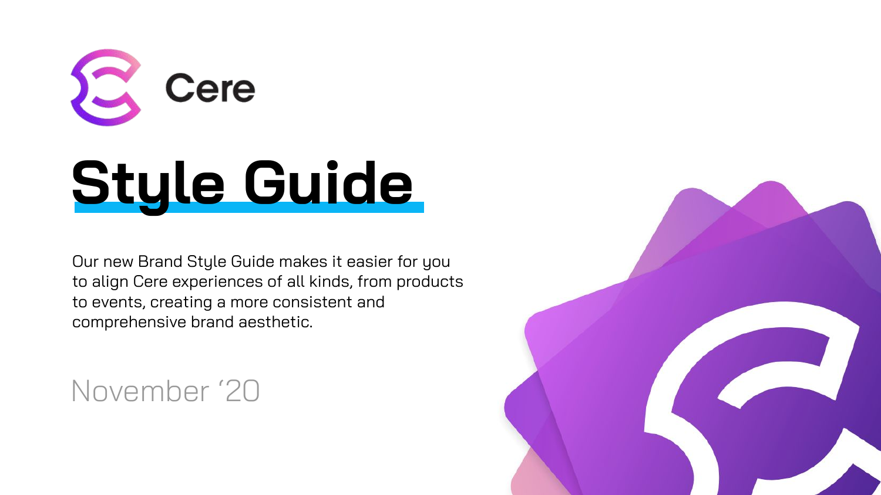Cere

# Style Guide

Our new Brand Style Guide makes it easier for you to align Cere experiences of all kinds, from products to events, creating a more consistent and comprehensive brand aesthetic.

November ‘20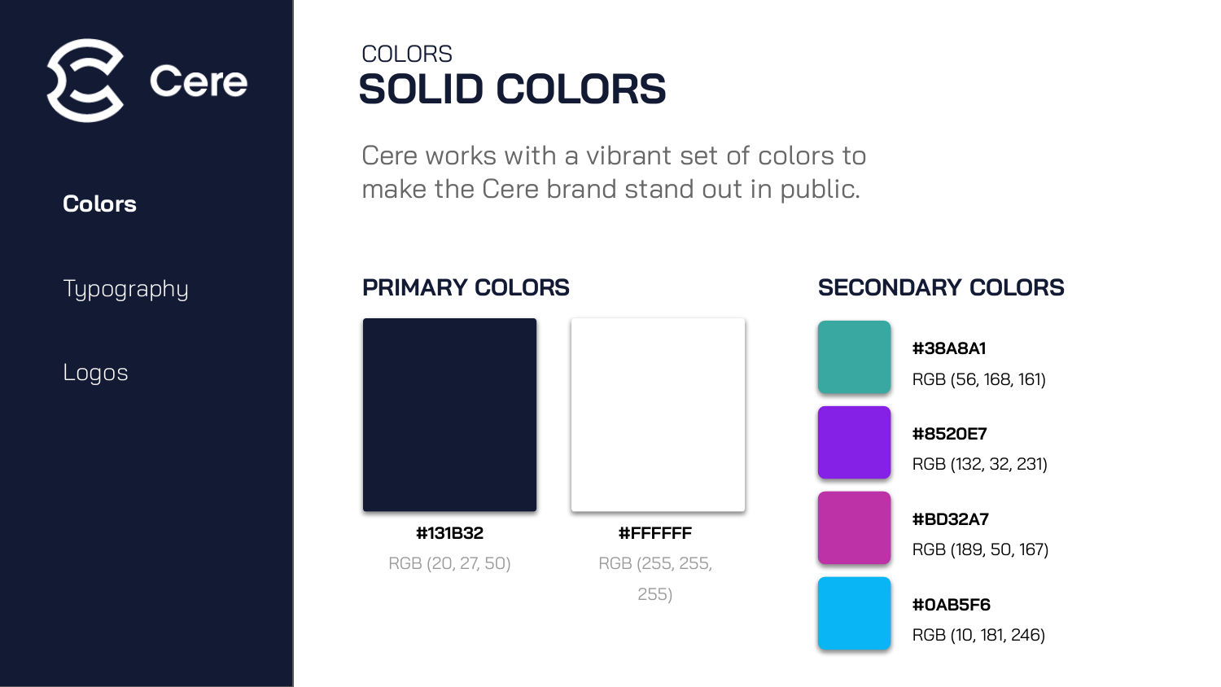Cere

Colors

Typography

Logos

COLORS

# SOLID COLORS

Cere works with a vibrant set of colors to make the Cere brand stand out in public.

## PRIMARY COLORS

**#131B32**
RGB (20, 27, 50)

**#FFFFFF**
RGB (255, 255, 255)

## SECONDARY COLORS

**#38A8A1**
RGB (56, 168, 161)

**#8520E7**
RGB (132, 32, 231)

**#BD32A7**
RGB (189, 50, 167)

**#0AB5F6**
RGB (10, 181, 246)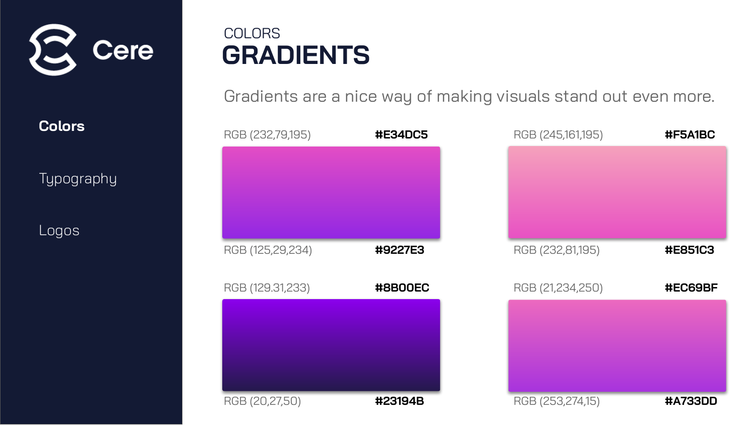Cere

**Colors**

Typography

Logos

COLORS

# GRADIENTS

Gradients are a nice way of making visuals stand out even more.

RGB (232,79,195) **#E34DC5**

RGB (125,29,234) **#9227E3**

RGB (245,161,195) **#F5A1BC**

RGB (232,81,195) **#E851C3**

RGB (129.31,233) **#8B00EC**

RGB (20,27,50) **#23194B**

RGB (21,234,250) **#EC69BF**

RGB (253,274,15) **#A733DD**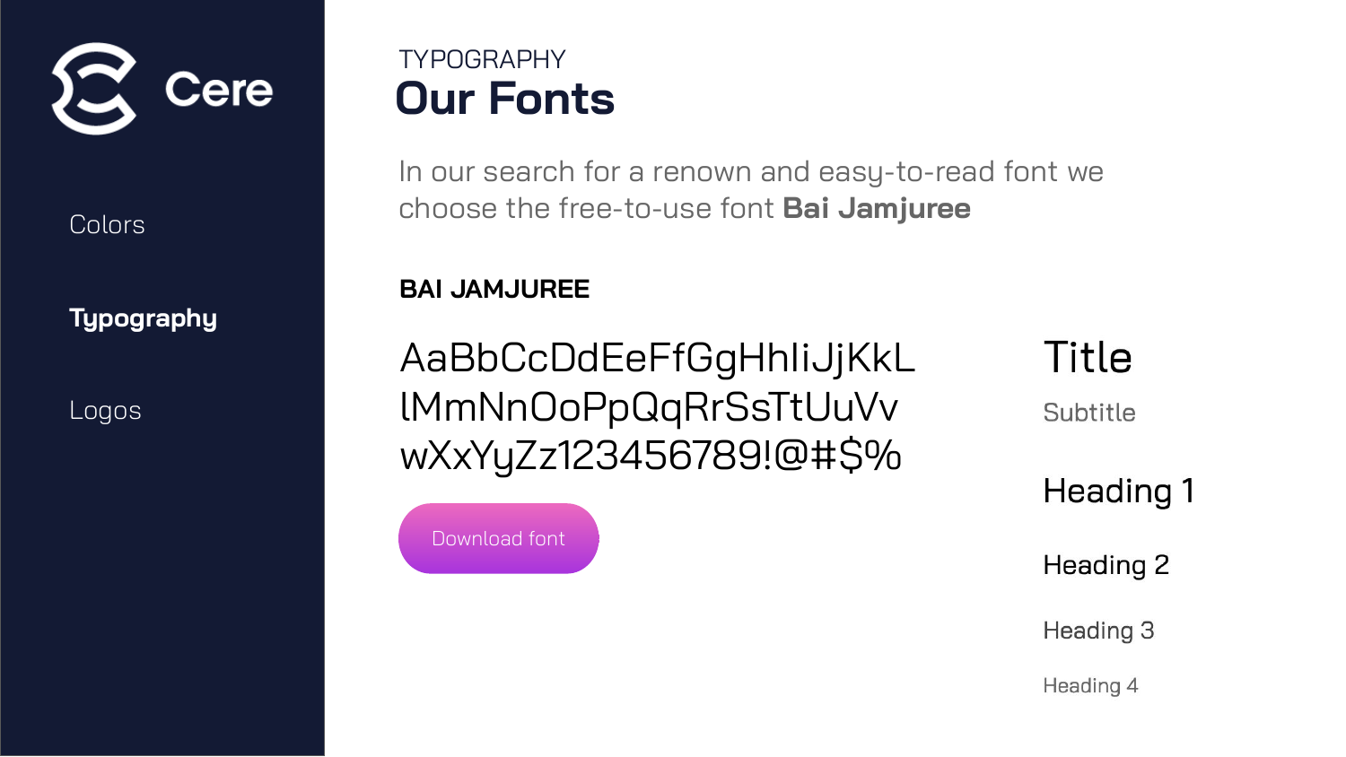Cere

Colors

**Typography**

Logos

TYPOGRAPHY

# Our Fonts

In our search for a renown and easy-to-read font we choose the free-to-use font **Bai Jamjuree**

**BAI JAMJUREE**

AaBbCcDdEeFfGgHhIiJjKkL
lMmNnOoPpQqRrSsTtUuVv
wXxYyZz123456789!@#$%

Download font

Title

Subtitle

Heading 1

Heading 2

Heading 3

Heading 4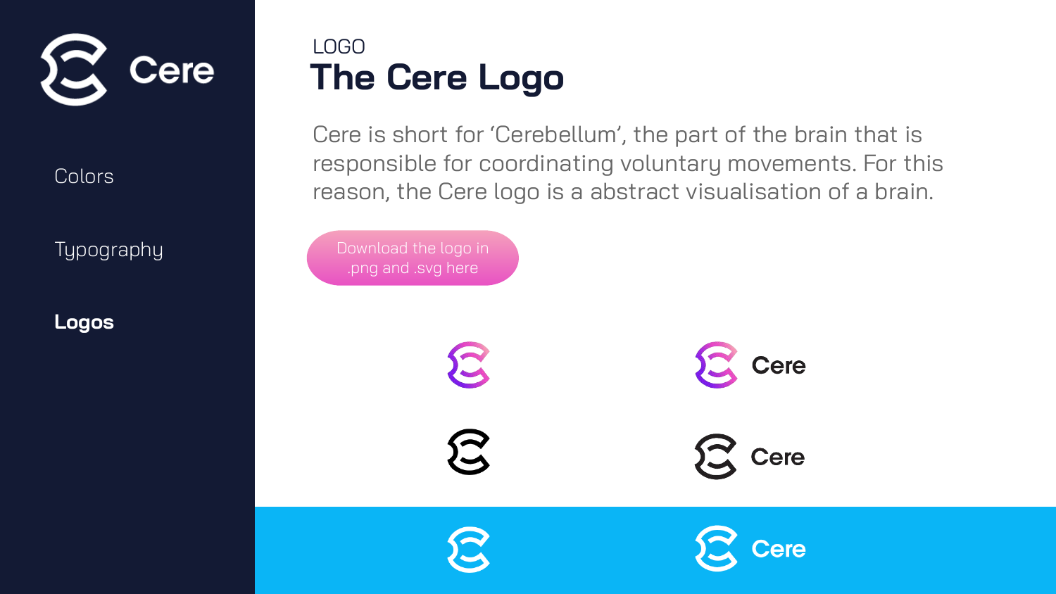Cere

- Colors
- Typography
- **Logos**

LOGO

# The Cere Logo

Cere is short for ‘Cerebellum’, the part of the brain that is responsible for coordinating voluntary movements. For this reason, the Cere logo is a abstract visualisation of a brain.

Download the logo in .png and .svg here

Cere

Cere

Cere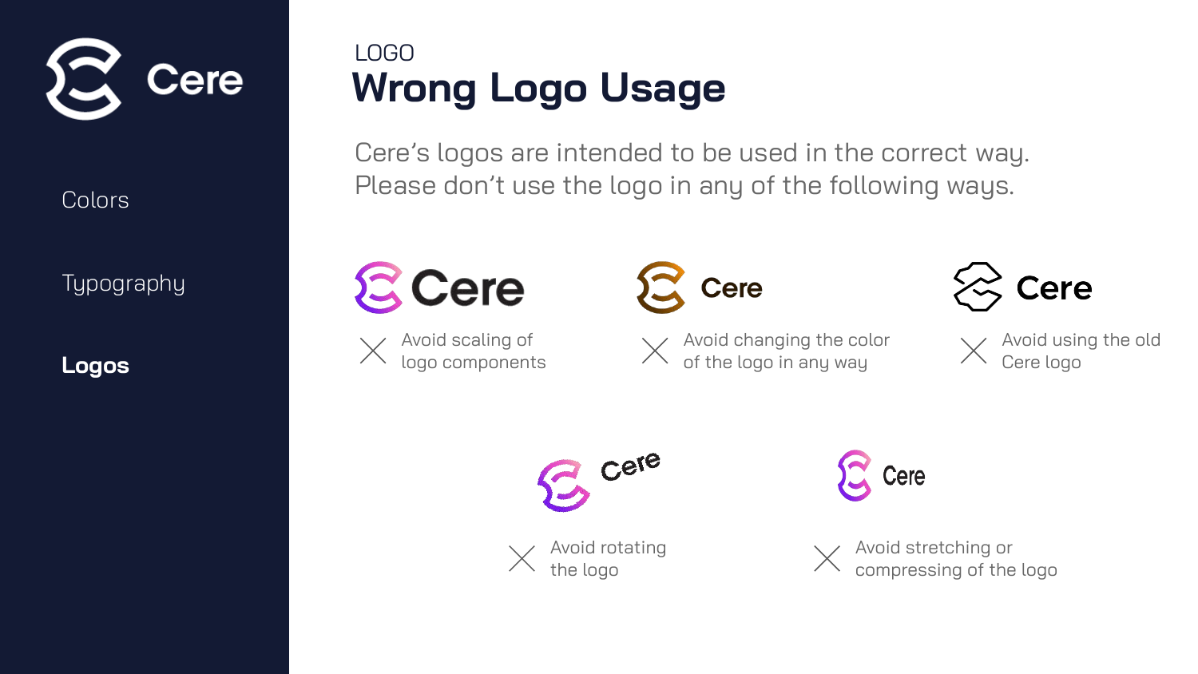Cere

Colors

Typography

**Logos**

LOGO

# Wrong Logo Usage

Cere's logos are intended to be used in the correct way.
Please don't use the logo in any of the following ways.

Cere

Avoid scaling of logo components

Cere

Avoid changing the color of the logo in any way

Cere

Avoid using the old Cere logo

Cere

Avoid rotating the logo

Cere

Avoid stretching or compressing of the logo